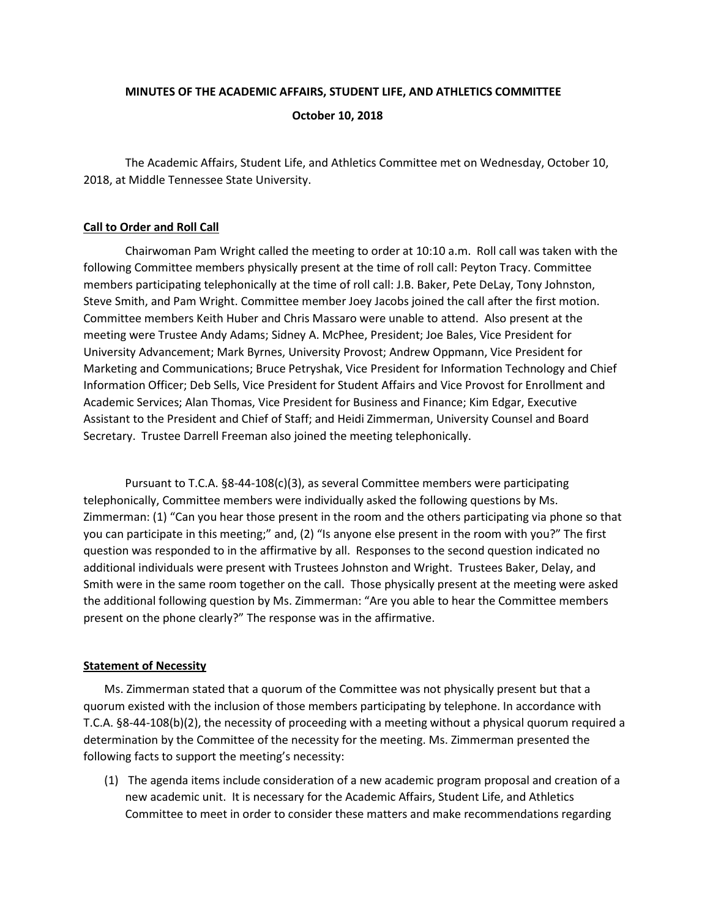**MINUTES OF THE ACADEMIC AFFAIRS, STUDENT LIFE, AND ATHLETICS COMMITTEE**

**October 10, 2018**

The Academic Affairs, Student Life, and Athletics Committee met on Wednesday, October 10, 2018, at Middle Tennessee State University.

## Call to Order and Roll Call

Chairwoman Pam Wright called the meeting to order at 10:10 a.m. Roll call was taken with the following Committee members physically present at the time of roll call: Peyton Tracy. Committee members participating telephonically at the time of roll call: J.B. Baker, Pete DeLay, Tony Johnston, Steve Smith, and Pam Wright. Committee member Joey Jacobs joined the call after the first motion. Committee members Keith Huber and Chris Massaro were unable to attend. Also present at the meeting were Trustee Andy Adams; Sidney A. McPhee, President; Joe Bales, Vice President for University Advancement; Mark Byrnes, University Provost; Andrew Oppmann, Vice President for Marketing and Communications; Bruce Petryshak, Vice President for Information Technology and Chief Information Officer; Deb Sells, Vice President for Student Affairs and Vice Provost for Enrollment and Academic Services; Alan Thomas, Vice President for Business and Finance; Kim Edgar, Executive Assistant to the President and Chief of Staff; and Heidi Zimmerman, University Counsel and Board Secretary. Trustee Darrell Freeman also joined the meeting telephonically.

Pursuant to T.C.A. §8-44-108(c)(3), as several Committee members were participating telephonically, Committee members were individually asked the following questions by Ms. Zimmerman: (1) "Can you hear those present in the room and the others participating via phone so that you can participate in this meeting;" and, (2) "Is anyone else present in the room with you?" The first question was responded to in the affirmative by all. Responses to the second question indicated no additional individuals were present with Trustees Johnston and Wright. Trustees Baker, Delay, and Smith were in the same room together on the call. Those physically present at the meeting were asked the additional following question by Ms. Zimmerman: "Are you able to hear the Committee members present on the phone clearly?" The response was in the affirmative.

## Statement of Necessity

Ms. Zimmerman stated that a quorum of the Committee was not physically present but that a quorum existed with the inclusion of those members participating by telephone. In accordance with T.C.A. §8-44-108(b)(2), the necessity of proceeding with a meeting without a physical quorum required a determination by the Committee of the necessity for the meeting. Ms. Zimmerman presented the following facts to support the meeting's necessity:

(1) The agenda items include consideration of a new academic program proposal and creation of a new academic unit. It is necessary for the Academic Affairs, Student Life, and Athletics Committee to meet in order to consider these matters and make recommendations regarding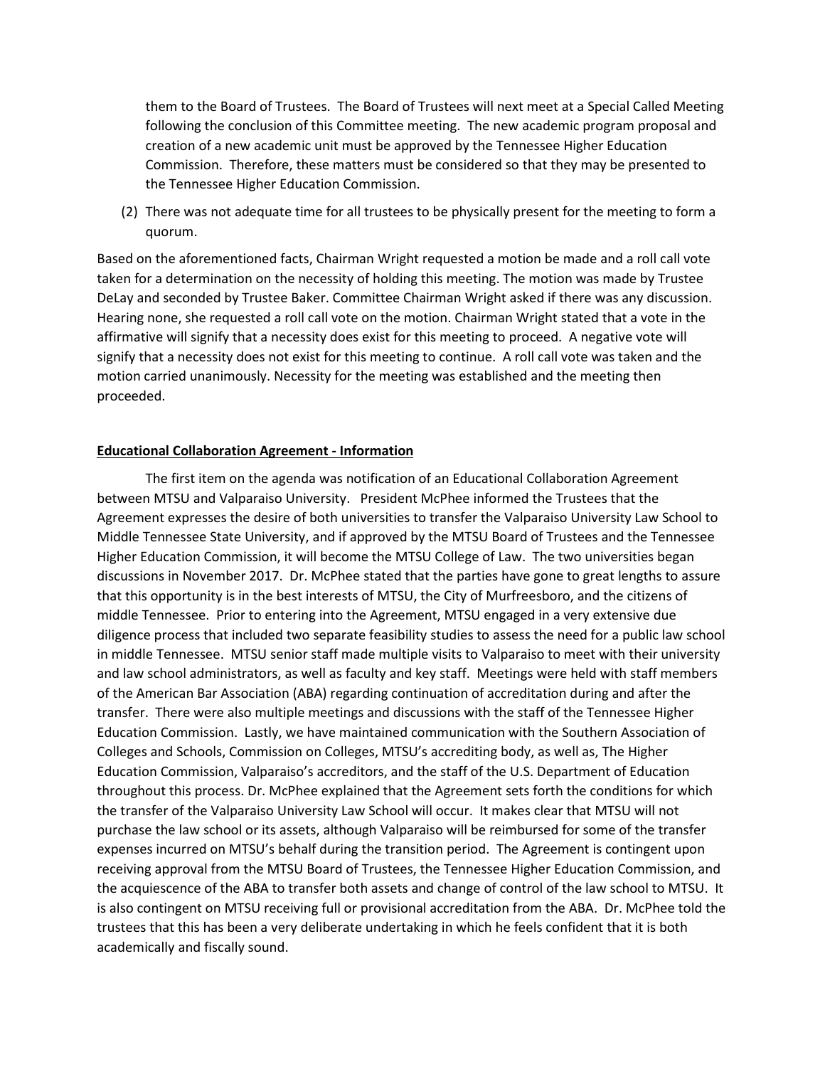them to the Board of Trustees. The Board of Trustees will next meet at a Special Called Meeting following the conclusion of this Committee meeting. The new academic program proposal and creation of a new academic unit must be approved by the Tennessee Higher Education Commission. Therefore, these matters must be considered so that they may be presented to the Tennessee Higher Education Commission.

(2) There was not adequate time for all trustees to be physically present for the meeting to form a quorum.

Based on the aforementioned facts, Chairman Wright requested a motion be made and a roll call vote taken for a determination on the necessity of holding this meeting. The motion was made by Trustee DeLay and seconded by Trustee Baker. Committee Chairman Wright asked if there was any discussion. Hearing none, she requested a roll call vote on the motion. Chairman Wright stated that a vote in the affirmative will signify that a necessity does exist for this meeting to proceed. A negative vote will signify that a necessity does not exist for this meeting to continue. A roll call vote was taken and the motion carried unanimously. Necessity for the meeting was established and the meeting then proceeded.

**Educational Collaboration Agreement - Information**

The first item on the agenda was notification of an Educational Collaboration Agreement between MTSU and Valparaiso University. President McPhee informed the Trustees that the Agreement expresses the desire of both universities to transfer the Valparaiso University Law School to Middle Tennessee State University, and if approved by the MTSU Board of Trustees and the Tennessee Higher Education Commission, it will become the MTSU College of Law. The two universities began discussions in November 2017. Dr. McPhee stated that the parties have gone to great lengths to assure that this opportunity is in the best interests of MTSU, the City of Murfreesboro, and the citizens of middle Tennessee. Prior to entering into the Agreement, MTSU engaged in a very extensive due diligence process that included two separate feasibility studies to assess the need for a public law school in middle Tennessee. MTSU senior staff made multiple visits to Valparaiso to meet with their university and law school administrators, as well as faculty and key staff. Meetings were held with staff members of the American Bar Association (ABA) regarding continuation of accreditation during and after the transfer. There were also multiple meetings and discussions with the staff of the Tennessee Higher Education Commission. Lastly, we have maintained communication with the Southern Association of Colleges and Schools, Commission on Colleges, MTSU's accrediting body, as well as, The Higher Education Commission, Valparaiso's accreditors, and the staff of the U.S. Department of Education throughout this process. Dr. McPhee explained that the Agreement sets forth the conditions for which the transfer of the Valparaiso University Law School will occur. It makes clear that MTSU will not purchase the law school or its assets, although Valparaiso will be reimbursed for some of the transfer expenses incurred on MTSU's behalf during the transition period. The Agreement is contingent upon receiving approval from the MTSU Board of Trustees, the Tennessee Higher Education Commission, and the acquiescence of the ABA to transfer both assets and change of control of the law school to MTSU. It is also contingent on MTSU receiving full or provisional accreditation from the ABA. Dr. McPhee told the trustees that this has been a very deliberate undertaking in which he feels confident that it is both academically and fiscally sound.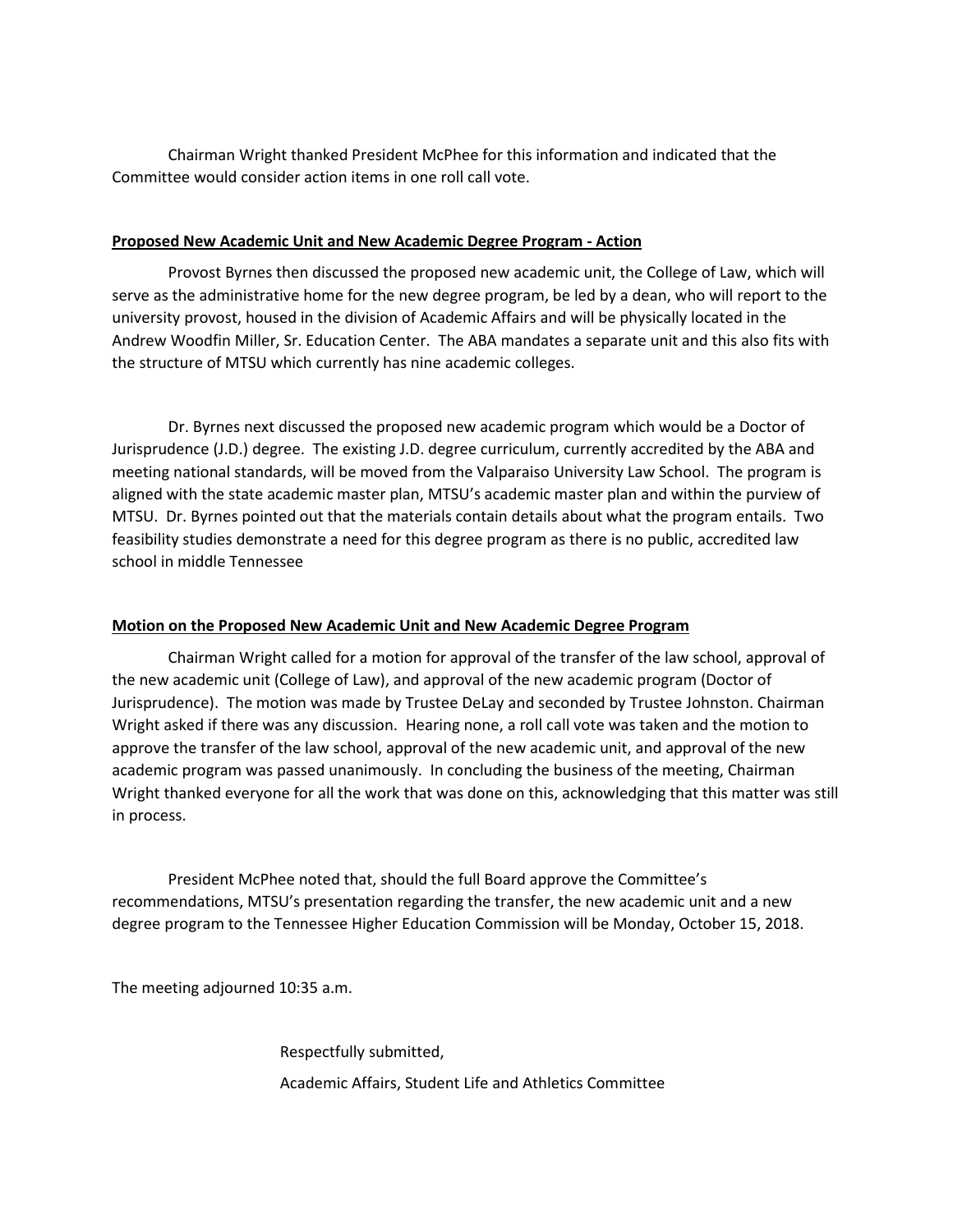Chairman Wright thanked President McPhee for this information and indicated that the Committee would consider action items in one roll call vote.

**Proposed New Academic Unit and New Academic Degree Program - Action**

Provost Byrnes then discussed the proposed new academic unit, the College of Law, which will serve as the administrative home for the new degree program, be led by a dean, who will report to the university provost, housed in the division of Academic Affairs and will be physically located in the Andrew Woodfin Miller, Sr. Education Center. The ABA mandates a separate unit and this also fits with the structure of MTSU which currently has nine academic colleges.

Dr. Byrnes next discussed the proposed new academic program which would be a Doctor of Jurisprudence (J.D.) degree. The existing J.D. degree curriculum, currently accredited by the ABA and meeting national standards, will be moved from the Valparaiso University Law School. The program is aligned with the state academic master plan, MTSU's academic master plan and within the purview of MTSU. Dr. Byrnes pointed out that the materials contain details about what the program entails. Two feasibility studies demonstrate a need for this degree program as there is no public, accredited law school in middle Tennessee

**Motion on the Proposed New Academic Unit and New Academic Degree Program**

Chairman Wright called for a motion for approval of the transfer of the law school, approval of the new academic unit (College of Law), and approval of the new academic program (Doctor of Jurisprudence). The motion was made by Trustee DeLay and seconded by Trustee Johnston. Chairman Wright asked if there was any discussion. Hearing none, a roll call vote was taken and the motion to approve the transfer of the law school, approval of the new academic unit, and approval of the new academic program was passed unanimously. In concluding the business of the meeting, Chairman Wright thanked everyone for all the work that was done on this, acknowledging that this matter was still in process.

President McPhee noted that, should the full Board approve the Committee's recommendations, MTSU's presentation regarding the transfer, the new academic unit and a new degree program to the Tennessee Higher Education Commission will be Monday, October 15, 2018.

The meeting adjourned 10:35 a.m.

Respectfully submitted,

Academic Affairs, Student Life and Athletics Committee